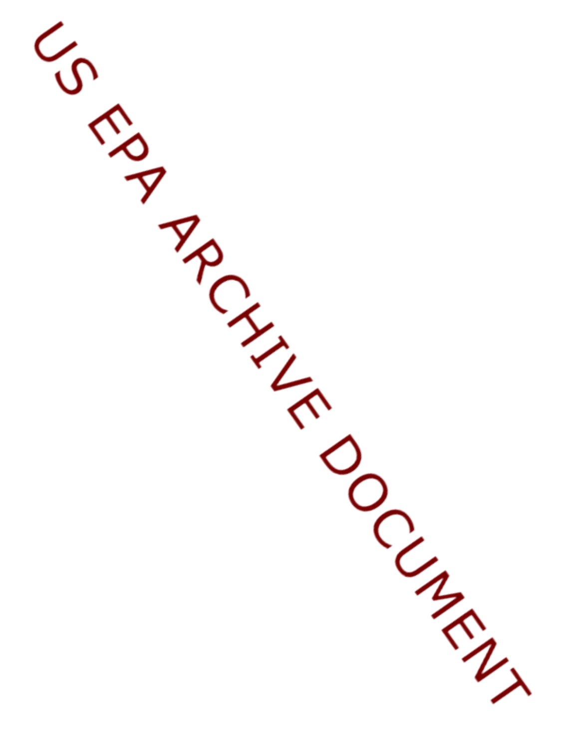US EPA ARCHIVE DOCUMENT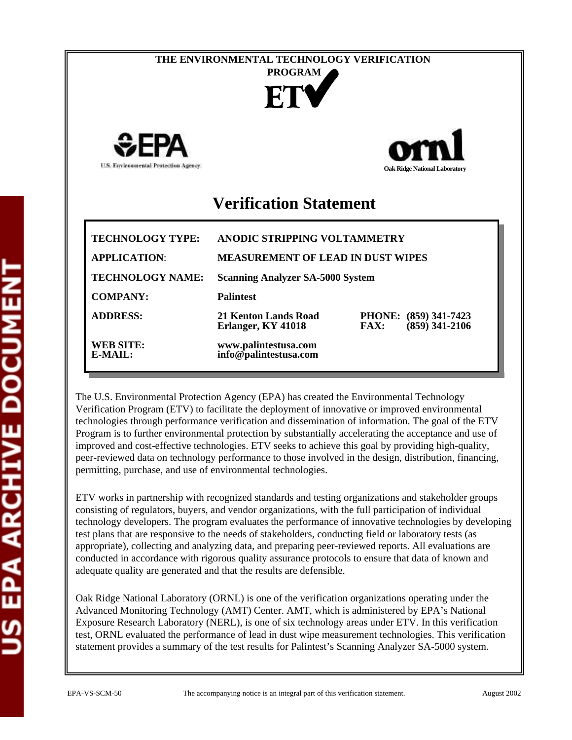THE ENVIRONMENTAL TECHNOLOGY VERIFICATION PROGRAM

ETV

U.S. Environmental Protection Agency

Oak Ridge National Laboratory

# Verification Statement

| | | |
|---|---|---|
| **TECHNOLOGY TYPE:** | **ANODIC STRIPPING VOLTAMMETRY** | |
| **APPLICATION:** | **MEASUREMENT OF LEAD IN DUST WIPES** | |
| **TECHNOLOGY NAME:** | **Scanning Analyzer SA-5000 System** | |
| **COMPANY:** | **Palintest** | |
| **ADDRESS:** | **21 Kenton Lands Road Erlanger, KY 41018** | **PHONE: (859) 341-7423 FAX: (859) 341-2106** |
| **WEB SITE: E-MAIL:** | **www.palintestusa.com info@palintestusa.com** | |

The U.S. Environmental Protection Agency (EPA) has created the Environmental Technology Verification Program (ETV) to facilitate the deployment of innovative or improved environmental technologies through performance verification and dissemination of information. The goal of the ETV Program is to further environmental protection by substantially accelerating the acceptance and use of improved and cost-effective technologies. ETV seeks to achieve this goal by providing high-quality, peer-reviewed data on technology performance to those involved in the design, distribution, financing, permitting, purchase, and use of environmental technologies.

ETV works in partnership with recognized standards and testing organizations and stakeholder groups consisting of regulators, buyers, and vendor organizations, with the full participation of individual technology developers. The program evaluates the performance of innovative technologies by developing test plans that are responsive to the needs of stakeholders, conducting field or laboratory tests (as appropriate), collecting and analyzing data, and preparing peer-reviewed reports. All evaluations are conducted in accordance with rigorous quality assurance protocols to ensure that data of known and adequate quality are generated and that the results are defensible.

Oak Ridge National Laboratory (ORNL) is one of the verification organizations operating under the Advanced Monitoring Technology (AMT) Center. AMT, which is administered by EPA's National Exposure Research Laboratory (NERL), is one of six technology areas under ETV. In this verification test, ORNL evaluated the performance of lead in dust wipe measurement technologies. This verification statement provides a summary of the test results for Palintest's Scanning Analyzer SA-5000 system.

EPA-VS-SCM-50 The accompanying notice is an integral part of this verification statement. August 2002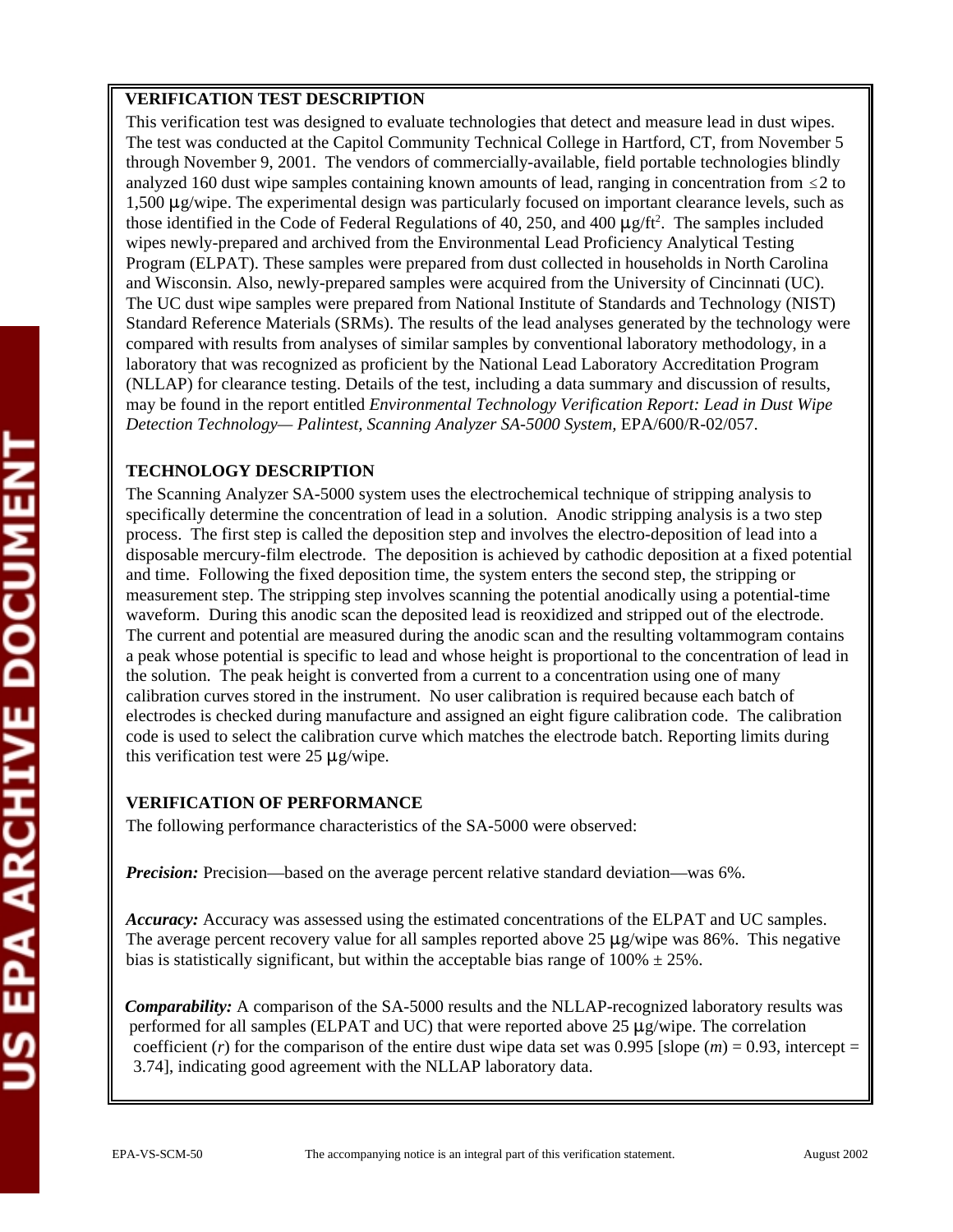## VERIFICATION TEST DESCRIPTION

This verification test was designed to evaluate technologies that detect and measure lead in dust wipes. The test was conducted at the Capitol Community Technical College in Hartford, CT, from November 5 through November 9, 2001. The vendors of commercially-available, field portable technologies blindly analyzed 160 dust wipe samples containing known amounts of lead, ranging in concentration from ≤2 to 1,500 μg/wipe. The experimental design was particularly focused on important clearance levels, such as those identified in the Code of Federal Regulations of 40, 250, and 400 μg/ft$^2$. The samples included wipes newly-prepared and archived from the Environmental Lead Proficiency Analytical Testing Program (ELPAT). These samples were prepared from dust collected in households in North Carolina and Wisconsin. Also, newly-prepared samples were acquired from the University of Cincinnati (UC). The UC dust wipe samples were prepared from National Institute of Standards and Technology (NIST) Standard Reference Materials (SRMs). The results of the lead analyses generated by the technology were compared with results from analyses of similar samples by conventional laboratory methodology, in a laboratory that was recognized as proficient by the National Lead Laboratory Accreditation Program (NLLAP) for clearance testing. Details of the test, including a data summary and discussion of results, may be found in the report entitled *Environmental Technology Verification Report: Lead in Dust Wipe Detection Technology— Palintest, Scanning Analyzer SA-5000 System*, EPA/600/R-02/057.

## TECHNOLOGY DESCRIPTION

The Scanning Analyzer SA-5000 system uses the electrochemical technique of stripping analysis to specifically determine the concentration of lead in a solution. Anodic stripping analysis is a two step process. The first step is called the deposition step and involves the electro-deposition of lead into a disposable mercury-film electrode. The deposition is achieved by cathodic deposition at a fixed potential and time. Following the fixed deposition time, the system enters the second step, the stripping or measurement step. The stripping step involves scanning the potential anodically using a potential-time waveform. During this anodic scan the deposited lead is reoxidized and stripped out of the electrode. The current and potential are measured during the anodic scan and the resulting voltammogram contains a peak whose potential is specific to lead and whose height is proportional to the concentration of lead in the solution. The peak height is converted from a current to a concentration using one of many calibration curves stored in the instrument. No user calibration is required because each batch of electrodes is checked during manufacture and assigned an eight figure calibration code. The calibration code is used to select the calibration curve which matches the electrode batch. Reporting limits during this verification test were 25 μg/wipe.

## VERIFICATION OF PERFORMANCE

The following performance characteristics of the SA-5000 were observed:

***Precision:*** Precision—based on the average percent relative standard deviation—was 6%.

***Accuracy:*** Accuracy was assessed using the estimated concentrations of the ELPAT and UC samples. The average percent recovery value for all samples reported above 25 μg/wipe was 86%. This negative bias is statistically significant, but within the acceptable bias range of 100% ± 25%.

***Comparability:*** A comparison of the SA-5000 results and the NLLAP-recognized laboratory results was performed for all samples (ELPAT and UC) that were reported above 25 μg/wipe. The correlation coefficient ($r$) for the comparison of the entire dust wipe data set was 0.995 [slope ($m$) = 0.93, intercept = 3.74], indicating good agreement with the NLLAP laboratory data.

EPA-VS-SCM-50 The accompanying notice is an integral part of this verification statement. August 2002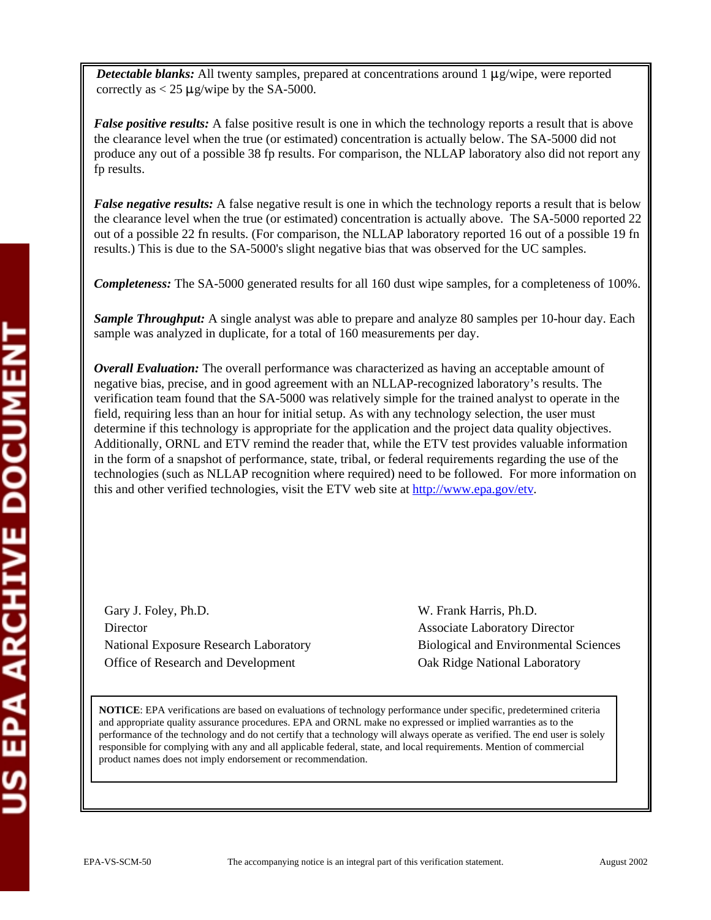***Detectable blanks:*** All twenty samples, prepared at concentrations around 1 µg/wipe, were reported correctly as < 25 µg/wipe by the SA-5000.

***False positive results:*** A false positive result is one in which the technology reports a result that is above the clearance level when the true (or estimated) concentration is actually below. The SA-5000 did not produce any out of a possible 38 fp results. For comparison, the NLLAP laboratory also did not report any fp results.

***False negative results:*** A false negative result is one in which the technology reports a result that is below the clearance level when the true (or estimated) concentration is actually above. The SA-5000 reported 22 out of a possible 22 fn results. (For comparison, the NLLAP laboratory reported 16 out of a possible 19 fn results.) This is due to the SA-5000's slight negative bias that was observed for the UC samples.

***Completeness:*** The SA-5000 generated results for all 160 dust wipe samples, for a completeness of 100%.

***Sample Throughput:*** A single analyst was able to prepare and analyze 80 samples per 10-hour day. Each sample was analyzed in duplicate, for a total of 160 measurements per day.

***Overall Evaluation:*** The overall performance was characterized as having an acceptable amount of negative bias, precise, and in good agreement with an NLLAP-recognized laboratory's results. The verification team found that the SA-5000 was relatively simple for the trained analyst to operate in the field, requiring less than an hour for initial setup. As with any technology selection, the user must determine if this technology is appropriate for the application and the project data quality objectives. Additionally, ORNL and ETV remind the reader that, while the ETV test provides valuable information in the form of a snapshot of performance, state, tribal, or federal requirements regarding the use of the technologies (such as NLLAP recognition where required) need to be followed. For more information on this and other verified technologies, visit the ETV web site at http://www.epa.gov/etv.

Gary J. Foley, Ph.D.
Director
National Exposure Research Laboratory
Office of Research and Development

W. Frank Harris, Ph.D.
Associate Laboratory Director
Biological and Environmental Sciences
Oak Ridge National Laboratory

**NOTICE**: EPA verifications are based on evaluations of technology performance under specific, predetermined criteria and appropriate quality assurance procedures. EPA and ORNL make no expressed or implied warranties as to the performance of the technology and do not certify that a technology will always operate as verified. The end user is solely responsible for complying with any and all applicable federal, state, and local requirements. Mention of commercial product names does not imply endorsement or recommendation.

EPA-VS-SCM-50 The accompanying notice is an integral part of this verification statement. August 2002